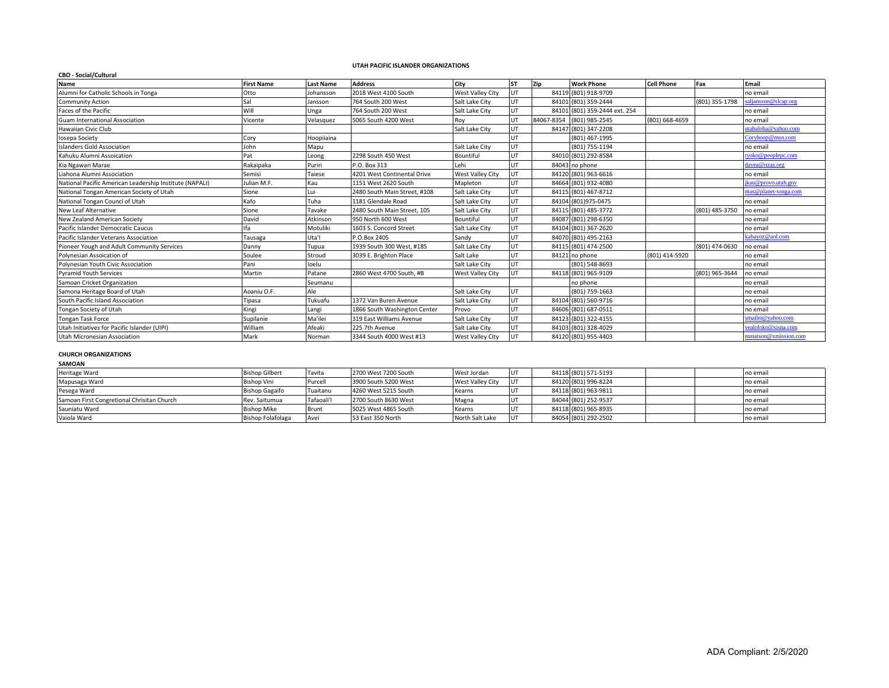# UTAH PACIFIC ISLANDER ORGANIZATIONS

## CBO - Social/Cultural

| Name | First Name | Last Name | Address | City | ST | Zip | Work Phone | Cell Phone | Fax | Email |
|---|---|---|---|---|---|---|---|---|---|---|
| Alumni for Catholic Schools in Tonga | Otto | Johansson | 2018 West 4100 South | West Valley City | UT | 84119 | (801) 918-9709 | | | no email |
| Community Action | Sal | Jansson | 764 South 200 West | Salt Lake City | UT | 84101 | (801) 359-2444 | | (801) 355-1798 | saljansson@slcap.org |
| Faces of the Pacific | Will | Unga | 764 South 200 West | Salt Lake City | UT | 84101 | (801) 359-2444 ext. 254 | | | no email |
| Guam International Association | Vicente | Velasquez | 5065 South 4200 West | Roy | UT | 84067-8354 | (801) 985-2545 | (801) 668-4659 | | no email |
| Hawaiian Civic Club | | | | Salt Lake City | UT | 84147 | (801) 347-2208 | | | utahaloha@yahoo.com |
| Iosepa Society | Cory | Hoopiiaina | | | UT | | (801) 467-1995 | | | Coryhoop@msn.com |
| Islanders Gold Association | John | Mapu | | Salt Lake City | UT | | (801) 755-1194 | | | no email |
| Kahuku Alumni Assoication | Pat | Leong | 2298 South 450 West | Bountiful | UT | 84010 | (801) 292-8584 | | | ryoko@peoplepc.com |
| Kia Ngawari Marae | Rakaipaka | Puriri | P.O. Box 313 | Lehi | UT | 84043 | no phone | | | davea@nzas.org |
| Liahona Alumni Association | Semisi | Taiese | 4201 West Continental Drive | West Valley City | UT | 84120 | (801) 963-6616 | | | no email |
| National Pacific American Leadership Institute (NAPALI) | Julian M.F. | Kau | 1151 West 2620 South | Mapleton | UT | 84664 | (801) 932-4080 | | | jkau@provo.utah.gov |
| National Tongan American Society of Utah | Sione | Lui | 2480 South Main Street, #108 | Salt Lake City | UT | 84115 | (801) 467-8712 | | | ntas@planet-tonga.com |
| National Tongan Counci of Utah | Kafo | Tuha | 1181 Glendale Road | Salt Lake City | UT | 84104 | (801)975-0475 | | | no email |
| New Leaf Alternative | Sione | Tavake | 2480 South Main Street, 105 | Salt Lake City | UT | 84115 | (801) 485-3772 | | (801) 485-3750 | no email |
| New Zealand American Society | David | Atkinson | 950 North 600 West | Bountiful | UT | 84087 | (801) 298-6350 | | | no email |
| Pacific Islander Democratic Caucus | Ifa | Motuliki | 1603 S. Concord Street | Salt Lake City | UT | 84104 | (801) 367-2620 | | | no email |
| Pacific Islander Veterans Association | Tausaga | Uta'I | P.O.Box 2405 | Sandy | UT | 84070 | (801) 495-2163 | | | kabayoz@aol.com |
| Pioneer Yough and Adult Community Services | Danny | Tupua | 1939 South 300 West, #185 | Salt Lake City | UT | 84115 | (801) 474-2500 | | (801) 474-0630 | no email |
| Polynesian Assoication of | Soulee | Stroud | 3039 E. Brighton Place | Salt Lake | UT | 84121 | no phone | (801) 414-5920 | | no email |
| Polynesian Youth Civic Association | Pani | Ioelu | | Salt Lake City | UT | | (801) 548-8693 | | | no email |
| Pyramid Youth Services | Martin | Patane | 2860 West 4700 South, #B | West Valley City | UT | 84118 | (801) 965-9109 | | (801) 965-3644 | no email |
| Samoan Cricket Organization | | Seumanu | | | | | no phone | | | no email |
| Samona Heritage Board of Utah | Aoaniu O.F. | Ale | | Salt Lake City | UT | | (801) 759-1663 | | | no email |
| South Pacific Island Association | Tipasa | Tukuafu | 1372 Van Buren Avenue | Salt Lake City | UT | 84104 | (801) 560-9716 | | | no email |
| Tongan Society of Utah | Kingi | Langi | 1866 South Washington Center | Provo | UT | 84606 | (801) 687-0511 | | | no email |
| Tongan Task Force | Supilanie | Ma'ilei | 319 East Williams Avenue | Salt Lake City | UT | 84123 | (801) 322-4155 | | | smailei@yahoo.com |
| Utah Initiatives for Pacific Islander (UIPI) | William | Afeaki | 225 7th Avenue | Salt Lake City | UT | 84103 | (801) 328-4029 | | | vealoloko@sisna.com |
| Utah Micronesian Association | Mark | Norman | 3344 South 4000 West #13 | West Valley City | UT | 84120 | (801) 955-4403 | | | mmatson@xmission.com |

## CHURCH ORGANIZATIONS

### SAMOAN

| Name | First Name | Last Name | Address | City | ST | Zip | Work Phone | Cell Phone | Fax | Email |
|---|---|---|---|---|---|---|---|---|---|---|
| Heritage Ward | Bishop Gilbert | Tavita | 2700 West 7200 South | West Jordan | UT | 84118 | (801) 571-5193 | | | no email |
| Mapusaga Ward | Bishop Vini | Purcell | 3900 South 5200 West | West Valley City | UT | 84120 | (801) 996-8224 | | | no email |
| Pesega Ward | Bishop Gagaifo | Tuaitanu | 4260 West 5215 South | Kearns | UT | 84118 | (801) 963-9811 | | | no email |
| Samoan First Congretional Chrisitan Church | Rev. Saitumua | Tafaoali'I | 2700 South 8630 West | Magna | UT | 84044 | (801) 252-9537 | | | no email |
| Sauniatu Ward | Bishop Mike | Brunt | 5025 West 4865 South | Kearns | UT | 84118 | (801) 965-8935 | | | no email |
| Vaiola Ward | Bishop Folafolaga | Avei | 53 East 350 North | North Salt Lake | UT | 84054 | (801) 292-2502 | | | no email |

ADA Compliant: 2/5/2020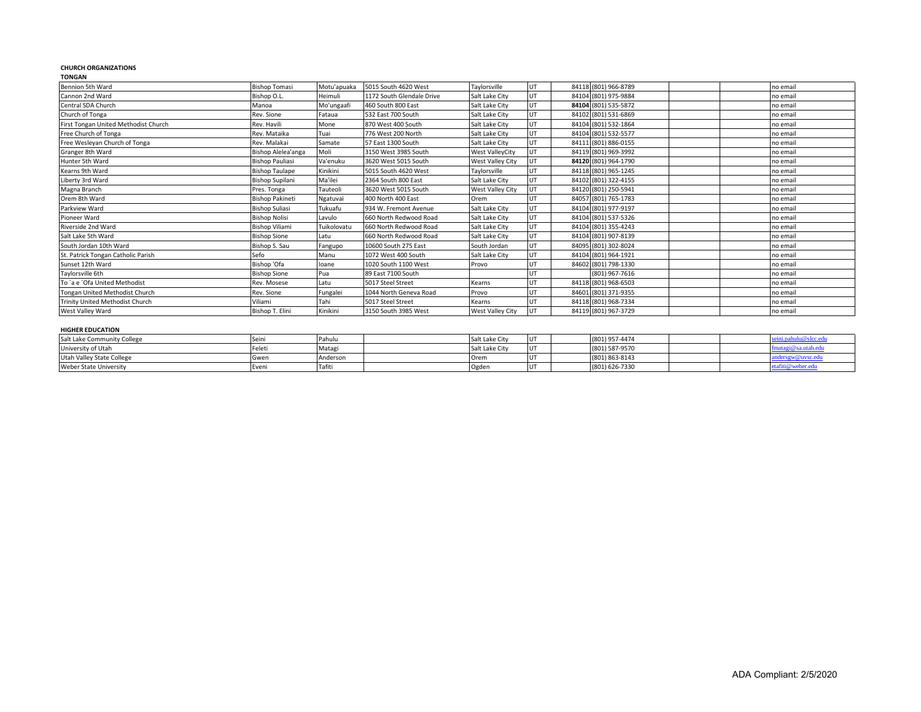**CHURCH ORGANIZATIONS**

**TONGAN**

| | | | | | | | | | | |
|---|---|---|---|---|---|---|---|---|---|---|
| Bennion 5th Ward | Bishop Tomasi | Motu'apuaka | 5015 South 4620 West | Taylorsville | UT | 84118 | (801) 966-8789 | | | no email |
| Cannon 2nd Ward | Bishop O.L. | Heimuli | 1172 South Glendale Drive | Salt Lake City | UT | 84104 | (801) 975-9884 | | | no email |
| Central SDA Church | Manoa | Mo'ungaafi | 460 South 800 East | Salt Lake City | UT | **84104** | (801) 535-5872 | | | no email |
| Church of Tonga | Rev. Sione | Fataua | 532 East 700 South | Salt Lake City | UT | 84102 | (801) 531-6869 | | | no email |
| First Tongan United Methodist Church | Rev. Havili | Mone | 870 West 400 South | Salt Lake City | UT | 84104 | (801) 532-1864 | | | no email |
| Free Church of Tonga | Rev. Mataika | Tuai | 776 West 200 North | Salt Lake City | UT | 84104 | (801) 532-5577 | | | no email |
| Free Wesleyan Church of Tonga | Rev. Malakai | Samate | 57 East 1300 South | Salt Lake City | UT | 84111 | (801) 886-0155 | | | no email |
| Granger 8th Ward | Bishop Alelea'anga | Moli | 3150 West 3985 South | West ValleyCity | UT | 84119 | (801) 969-3992 | | | no email |
| Hunter 5th Ward | Bishop Pauliasi | Va'enuku | 3620 West 5015 South | West Valley City | UT | **84120** | (801) 964-1790 | | | no email |
| Kearns 9th Ward | Bishop Taulape | Kinikini | 5015 South 4620 West | Taylorsville | UT | 84118 | (801) 965-1245 | | | no email |
| Liberty 3rd Ward | Bishop Supilani | Ma'ilei | 2364 South 800 East | Salt Lake City | UT | 84102 | (801) 322-4155 | | | no email |
| Magna Branch | Pres. Tonga | Tauteoli | 3620 West 5015 South | West Valley City | UT | 84120 | (801) 250-5941 | | | no email |
| Orem 8th Ward | Bishop Pakineti | Ngatuvai | 400 North 400 East | Orem | UT | 84057 | (801) 765-1783 | | | no email |
| Parkview Ward | Bishop Suliasi | Tukuafu | 934 W. Fremont Avenue | Salt Lake City | UT | 84104 | (801) 977-9197 | | | no email |
| Pioneer Ward | Bishop Nolisi | Lavulo | 660 North Redwood Road | Salt Lake City | UT | 84104 | (801) 537-5326 | | | no email |
| Riverside 2nd Ward | Bishop Viliami | Tuikolovatu | 660 North Redwood Road | Salt Lake City | UT | 84104 | (801) 355-4243 | | | no email |
| Salt Lake 5th Ward | Bishop Sione | Latu | 660 North Redwood Road | Salt Lake City | UT | 84104 | (801) 907-8139 | | | no email |
| South Jordan 10th Ward | Bishop S. Sau | Fangupo | 10600 South 275 East | South Jordan | UT | 84095 | (801) 302-8024 | | | no email |
| St. Patrick Tongan Catholic Parish | Sefo | Manu | 1072 West 400 South | Salt Lake City | UT | 84104 | (801) 964-1921 | | | no email |
| Sunset 12th Ward | Bishop 'Ofa | Ioane | 1020 South 1100 West | Provo | UT | 84602 | (801) 798-1330 | | | no email |
| Taylorsville 6th | Bishop Sione | Pua | 89 East 7100 South | | UT | | (801) 967-7616 | | | no email |
| To `a e `Ofa United Methodist | Rev. Mosese | Latu | 5017 Steel Street | Kearns | UT | 84118 | (801) 968-6503 | | | no email |
| Tongan United Methodist Church | Rev. Sione | Fungalei | 1044 North Geneva Road | Provo | UT | 84601 | (801) 371-9355 | | | no email |
| Trinity United Methodist Church | Viliami | Tahi | 5017 Steel Street | Kearns | UT | 84118 | (801) 968-7334 | | | no email |
| West Valley Ward | Bishop T. Elini | Kinikini | 3150 South 3985 West | West Valley City | UT | 84119 | (801) 967-3729 | | | no email |

**HIGHER EDUCATION**

| | | | | | | | | | | |
|---|---|---|---|---|---|---|---|---|---|---|
| Salt Lake Community College | Seini | Pahulu | | Salt Lake City | UT | | (801) 957-4474 | | | seini.pahulu@slcc.edu |
| University of Utah | Feleti | Matagi | | Salt Lake City | UT | | (801) 587-9570 | | | fmatagi@sa.utah.edu |
| Utah Valley State College | Gwen | Anderson | | Orem | UT | | (801) 863-8143 | | | andersgw@uvsc.edu |
| Weber State University | Eveni | Tafiti | | Ogden | UT | | (801) 626-7330 | | | etafiti@weber.edu |